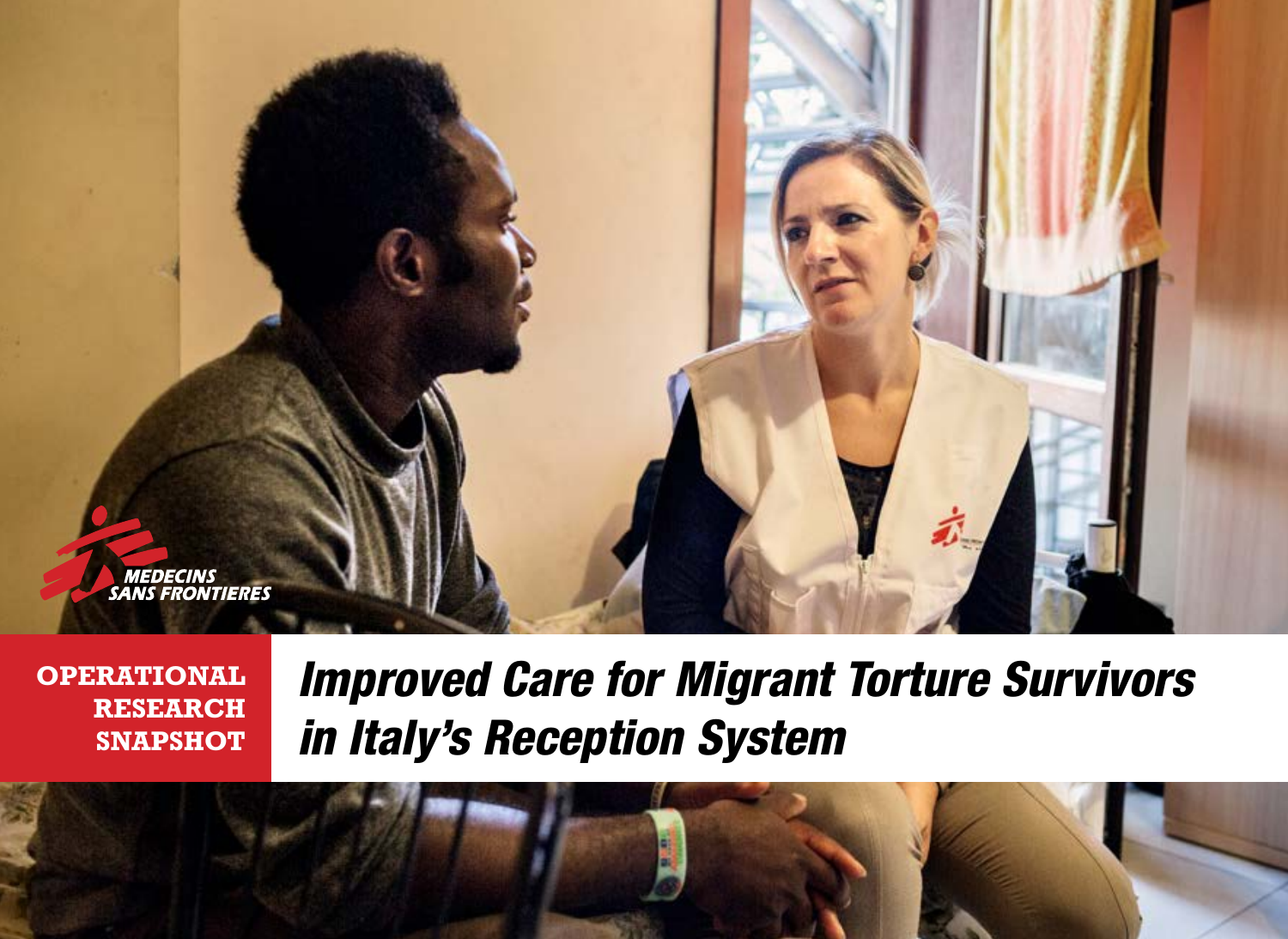MEDECINS SANS FRONTIERES

**OPERATIONAL RESEARCH SNAPSHOT**

# *Improved Care for Migrant Torture Survivors in Italy's Reception System*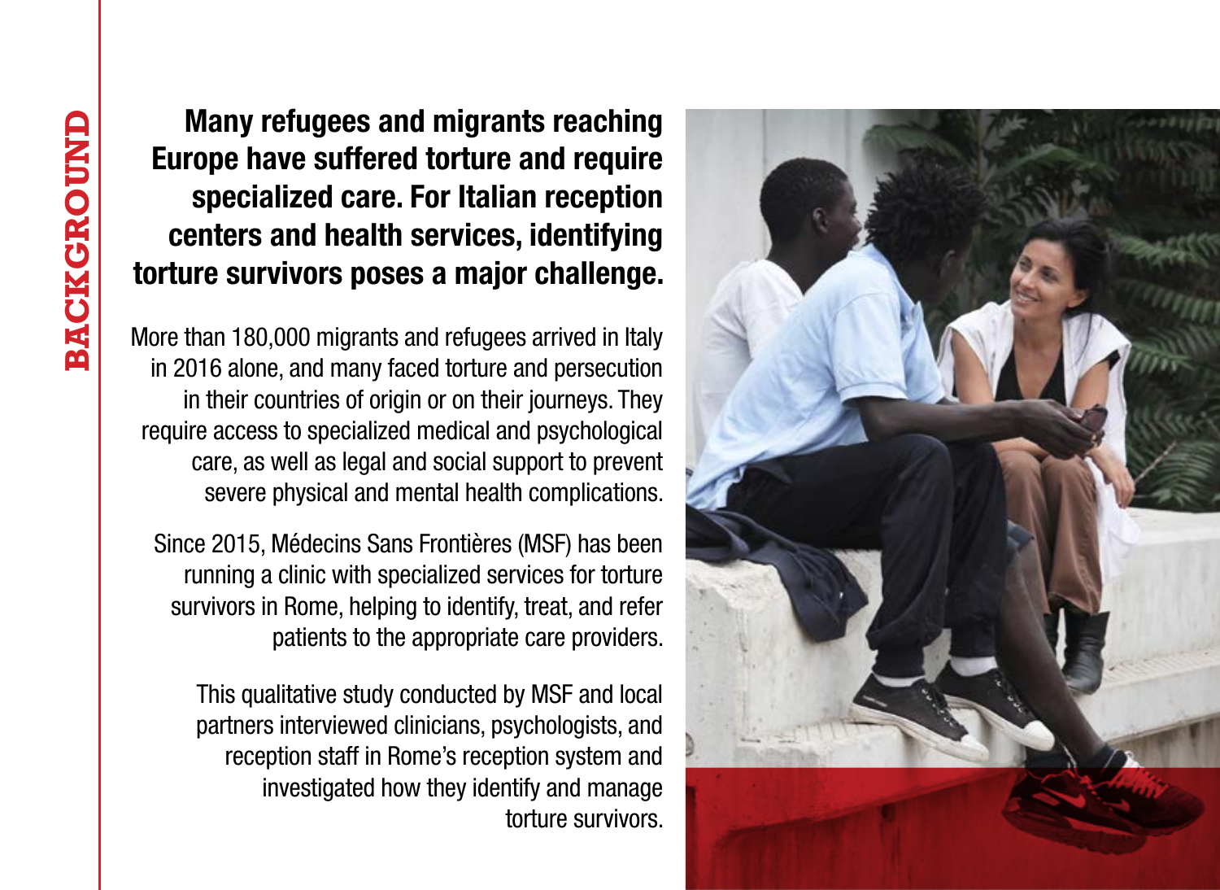# BACKGROUND

**Many refugees and migrants reaching Europe have suffered torture and require specialized care. For Italian reception centers and health services, identifying torture survivors poses a major challenge.**

More than 180,000 migrants and refugees arrived in Italy in 2016 alone, and many faced torture and persecution in their countries of origin or on their journeys. They require access to specialized medical and psychological care, as well as legal and social support to prevent severe physical and mental health complications.

Since 2015, Médecins Sans Frontières (MSF) has been running a clinic with specialized services for torture survivors in Rome, helping to identify, treat, and refer patients to the appropriate care providers.

This qualitative study conducted by MSF and local partners interviewed clinicians, psychologists, and reception staff in Rome's reception system and investigated how they identify and manage torture survivors.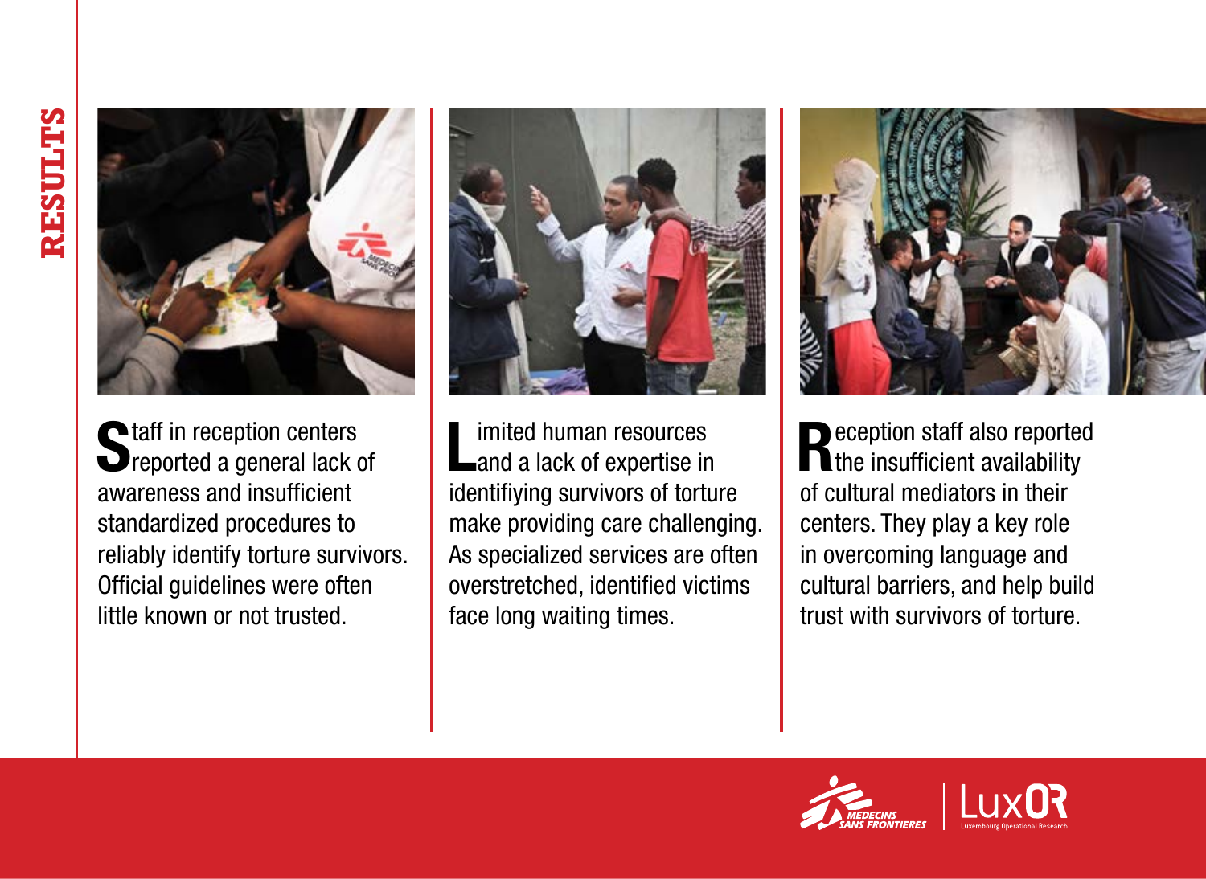# RESULTS

Staff in reception centers reported a general lack of awareness and insufficient standardized procedures to reliably identify torture survivors. Official guidelines were often little known or not trusted.

Limited human resources and a lack of expertise in identifiying survivors of torture make providing care challenging. As specialized services are often overstretched, identified victims face long waiting times.

Reception staff also reported the insufficient availability of cultural mediators in their centers. They play a key role in overcoming language and cultural barriers, and help build trust with survivors of torture.

MEDECINS SANS FRONTIERES | LuxOR Luxembourg Operational Research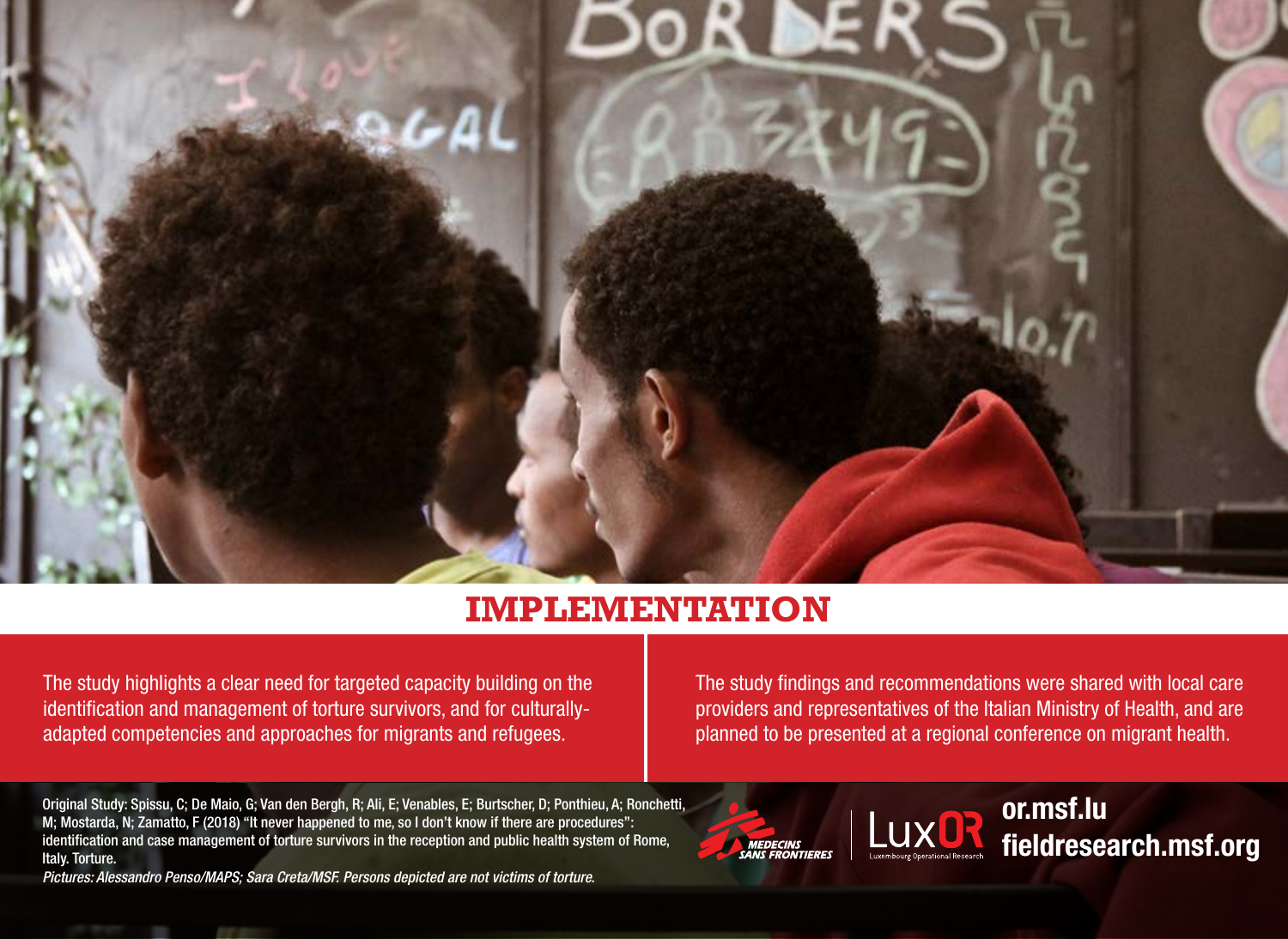# IMPLEMENTATION

The study highlights a clear need for targeted capacity building on the identification and management of torture survivors, and for culturally-adapted competencies and approaches for migrants and refugees.

The study findings and recommendations were shared with local care providers and representatives of the Italian Ministry of Health, and are planned to be presented at a regional conference on migrant health.

Original Study: Spissu, C; De Maio, G; Van den Bergh, R; Ali, E; Venables, E; Burtscher, D; Ponthieu, A; Ronchetti, M; Mostarda, N; Zamatto, F (2018) "It never happened to me, so I don't know if there are procedures": identification and case management of torture survivors in the reception and public health system of Rome, Italy. Torture.

*Pictures: Alessandro Penso/MAPS; Sara Creta/MSF. Persons depicted are not victims of torture.*

MEDECINS SANS FRONTIERES | LuxOR Luxembourg Operational Research

**or.msf.lu**
**fieldresearch.msf.org**